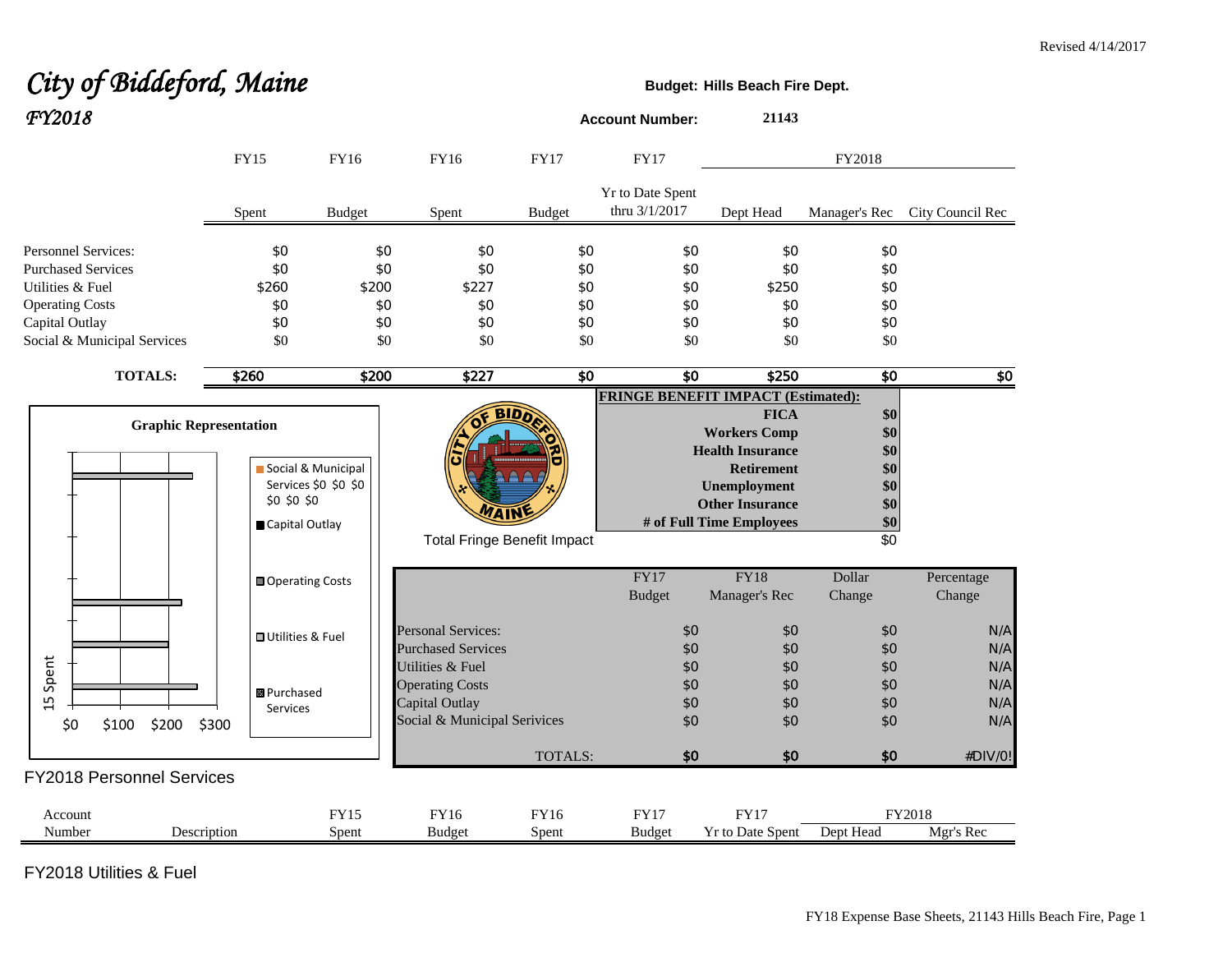Revised 4/14/2017

# *City of Biddeford, Maine*
## *FY2018*

**Budget: Hills Beach Fire Dept.**

**Account Number:** **21143**

| | FY15 | FY16 | FY16 | FY17 | FY17 | FY2018 | | |
|---|---|---|---|---|---|---|---|---|
| | Spent | Budget | Spent | Budget | Yr to Date Spent thru 3/1/2017 | Dept Head | Manager's Rec | City Council Rec |
| Personnel Services: | $0 | $0 | $0 | $0 | $0 | $0 | $0 | |
| Purchased Services | $0 | $0 | $0 | $0 | $0 | $0 | $0 | |
| Utilities & Fuel | $260 | $200 | $227 | $0 | $0 | $250 | $0 | |
| Operating Costs | $0 | $0 | $0 | $0 | $0 | $0 | $0 | |
| Capital Outlay | $0 | $0 | $0 | $0 | $0 | $0 | $0 | |
| Social & Municipal Services | $0 | $0 | $0 | $0 | $0 | $0 | $0 | |
| **TOTALS:** | **$260** | **$200** | **$227** | **$0** | **$0** | **$250** | **$0** | **$0** |

**Graphic Representation**

**FRINGE BENEFIT IMPACT (Estimated):**

| | |
|---|---|
| **FICA** | **$0** |
| **Workers Comp** | **$0** |
| **Health Insurance** | **$0** |
| **Retirement** | **$0** |
| **Unemployment** | **$0** |
| **Other Insurance** | **$0** |
| **# of Full Time Employees** | **$0** |
| Total Fringe Benefit Impact | $0 |

| | FY17 Budget | FY18 Manager's Rec | Dollar Change | Percentage Change |
|---|---|---|---|---|
| Personal Services: | $0 | $0 | $0 | N/A |
| Purchased Services | $0 | $0 | $0 | N/A |
| Utilities & Fuel | $0 | $0 | $0 | N/A |
| Operating Costs | $0 | $0 | $0 | N/A |
| Capital Outlay | $0 | $0 | $0 | N/A |
| Social & Municipal Services | $0 | $0 | $0 | N/A |
| TOTALS: | **$0** | **$0** | **$0** | #DIV/0! |

## FY2018 Personnel Services

| Account Number | Description | FY15 Spent | FY16 Budget | FY16 Spent | FY17 Budget | FY17 Yr to Date Spent | FY2018 Dept Head | FY2018 Mgr's Rec |
|---|---|---|---|---|---|---|---|---|

## FY2018 Utilities & Fuel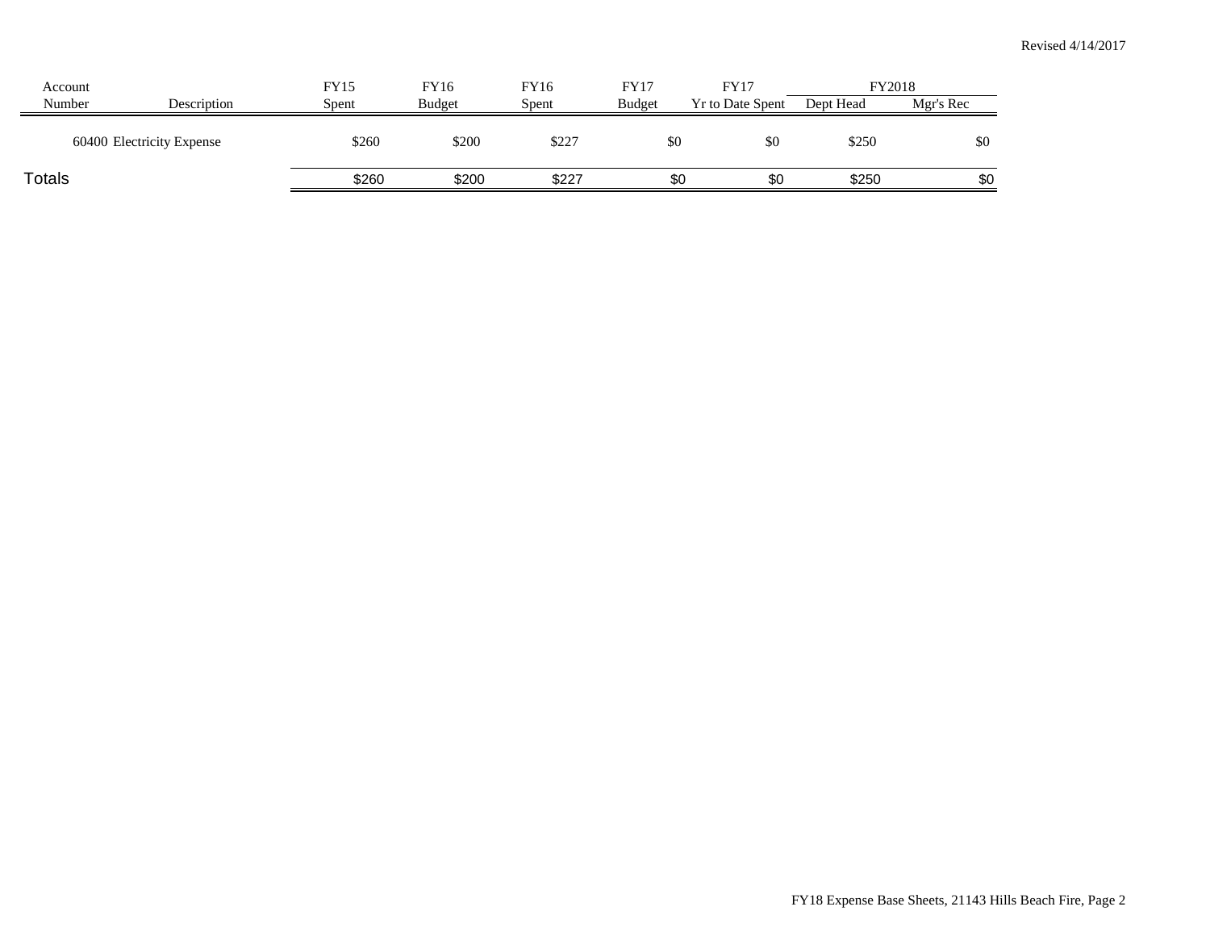Revised 4/14/2017

| Account Number | Description | FY15 Spent | FY16 Budget | FY16 Spent | FY17 Budget | FY17 Yr to Date Spent | FY2018 Dept Head | FY2018 Mgr's Rec |
|---|---|---|---|---|---|---|---|---|
| 60400 | Electricity Expense | $260 | $200 | $227 | $0 | $0 | $250 | $0 |
| Totals | | $260 | $200 | $227 | $0 | $0 | $250 | $0 |

FY18 Expense Base Sheets, 21143 Hills Beach Fire, Page 2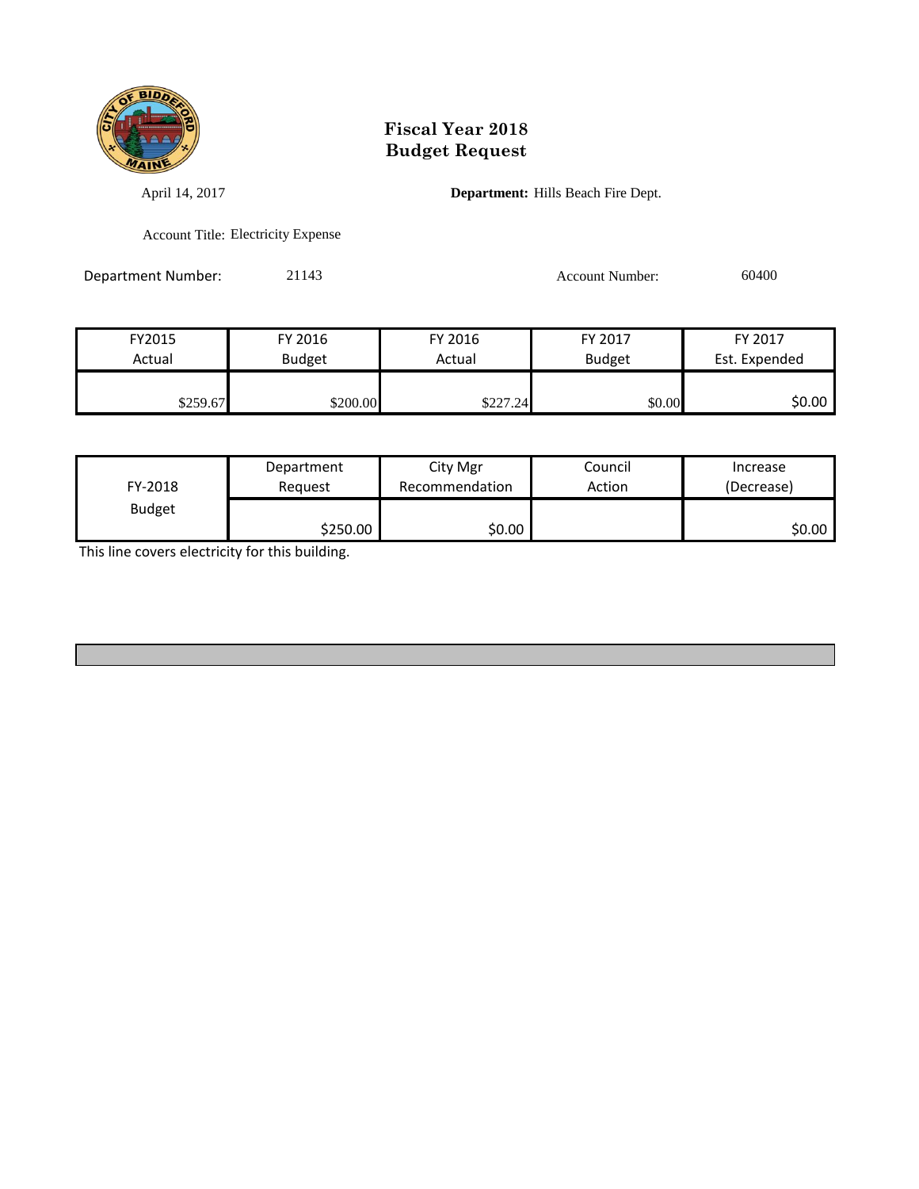# Fiscal Year 2018
# Budget Request

April 14, 2017

**Department:** Hills Beach Fire Dept.

Account Title: Electricity Expense

Department Number: 21143

Account Number: 60400

| FY2015 Actual | FY 2016 Budget | FY 2016 Actual | FY 2017 Budget | FY 2017 Est. Expended |
|---|---|---|---|---|
| $259.67 | $200.00 | $227.24 | $0.00 | $0.00 |

| FY-2018 Budget | Department Request | City Mgr Recommendation | Council Action | Increase (Decrease) |
|---|---|---|---|---|
| | $250.00 | $0.00 | | $0.00 |

This line covers electricity for this building.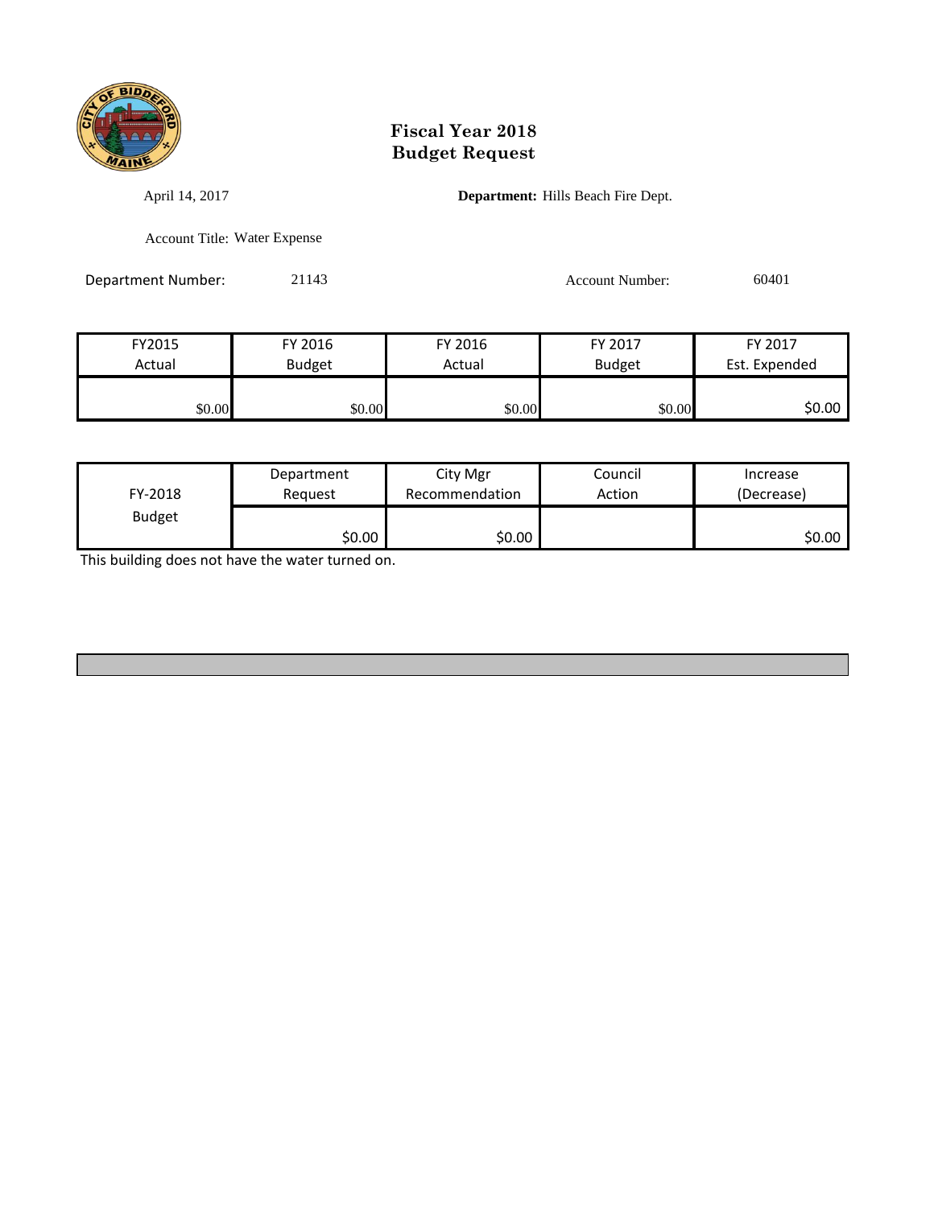# Fiscal Year 2018
# Budget Request

April 14, 2017

**Department:** Hills Beach Fire Dept.

Account Title: Water Expense

Department Number: 21143

Account Number: 60401

| FY2015 Actual | FY 2016 Budget | FY 2016 Actual | FY 2017 Budget | FY 2017 Est. Expended |
|---|---|---|---|---|
| $0.00 | $0.00 | $0.00 | $0.00 | $0.00 |

| FY-2018 Budget | Department Request | City Mgr Recommendation | Council Action | Increase (Decrease) |
|---|---|---|---|---|
| | $0.00 | $0.00 | | $0.00 |

This building does not have the water turned on.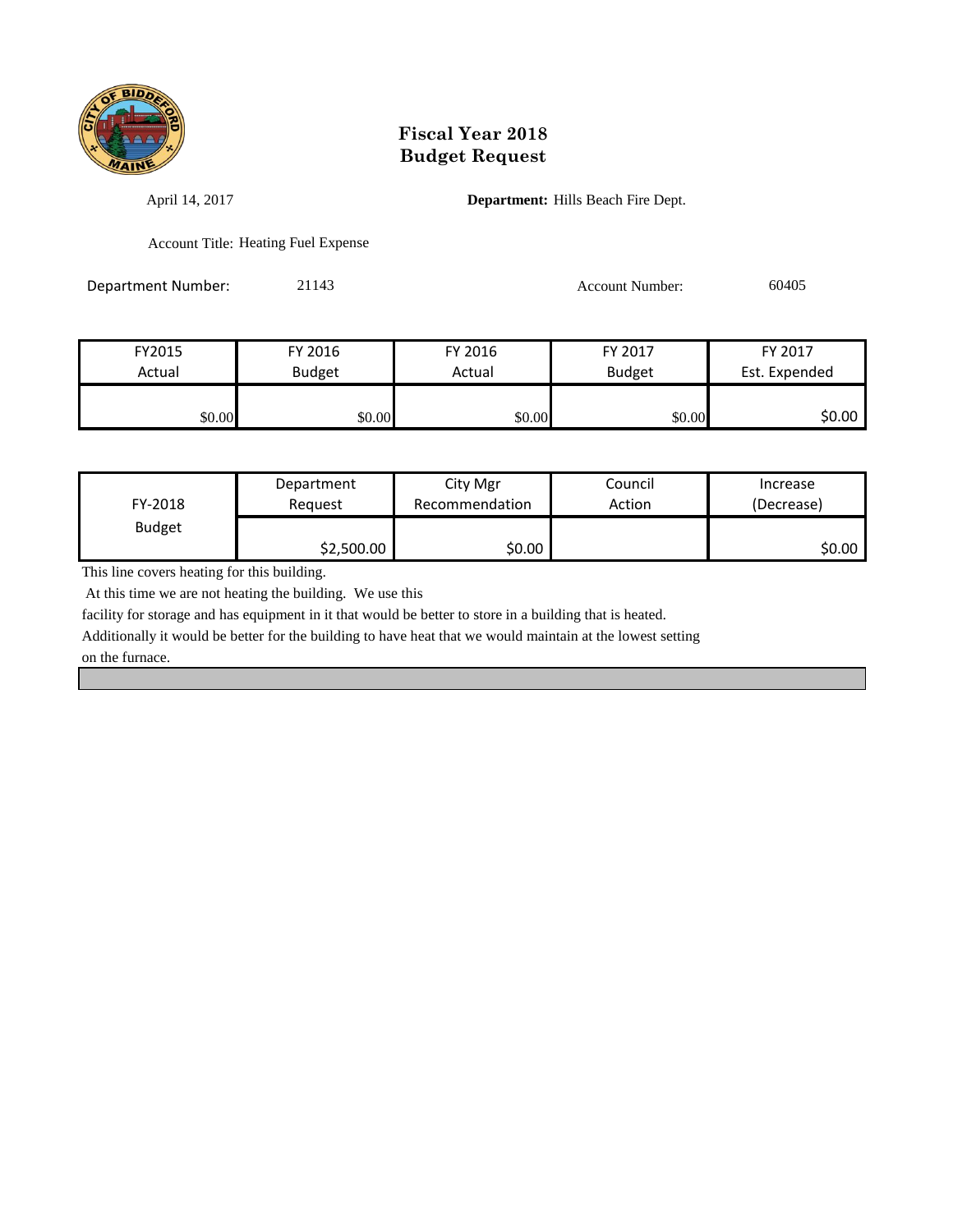# Fiscal Year 2018
# Budget Request

April 14, 2017

**Department:** Hills Beach Fire Dept.

Account Title: Heating Fuel Expense

Department Number: 21143

Account Number: 60405

| FY2015 Actual | FY 2016 Budget | FY 2016 Actual | FY 2017 Budget | FY 2017 Est. Expended |
|---|---|---|---|---|
| $0.00 | $0.00 | $0.00 | $0.00 | $0.00 |

| FY-2018 Budget | Department Request | City Mgr Recommendation | Council Action | Increase (Decrease) |
|---|---|---|---|---|
| | $2,500.00 | $0.00 | | $0.00 |

This line covers heating for this building.
At this time we are not heating the building. We use this
facility for storage and has equipment in it that would be better to store in a building that is heated.
Additionally it would be better for the building to have heat that we would maintain at the lowest setting
on the furnace.